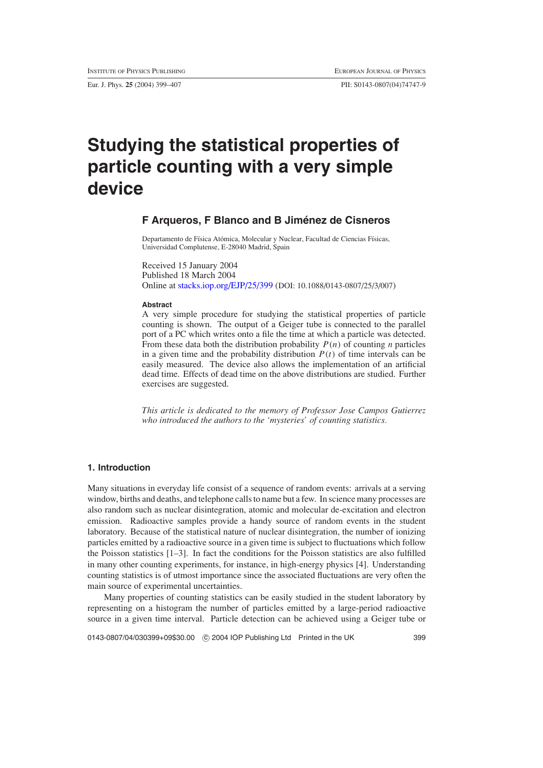# Studying the statistical properties of particle counting with a very simple device

**F Arqueros, F Blanco and B Jiménez de Cisneros**

Departamento de Física Atómica, Molecular y Nuclear, Facultad de Ciencias Físicas, Universidad Complutense, E-28040 Madrid, Spain

Received 15 January 2004
Published 18 March 2004
Online at stacks.iop.org/EJP/25/399 (DOI: 10.1088/0143-0807/25/3/007)

**Abstract**

A very simple procedure for studying the statistical properties of particle counting is shown. The output of a Geiger tube is connected to the parallel port of a PC which writes onto a file the time at which a particle was detected. From these data both the distribution probability $P(n)$ of counting $n$ particles in a given time and the probability distribution $P(t)$ of time intervals can be easily measured. The device also allows the implementation of an artificial dead time. Effects of dead time on the above distributions are studied. Further exercises are suggested.

*This article is dedicated to the memory of Professor Jose Campos Gutierrez who introduced the authors to the 'mysteries' of counting statistics.*

## 1. Introduction

Many situations in everyday life consist of a sequence of random events: arrivals at a serving window, births and deaths, and telephone calls to name but a few. In science many processes are also random such as nuclear disintegration, atomic and molecular de-excitation and electron emission. Radioactive samples provide a handy source of random events in the student laboratory. Because of the statistical nature of nuclear disintegration, the number of ionizing particles emitted by a radioactive source in a given time is subject to fluctuations which follow the Poisson statistics [1–3]. In fact the conditions for the Poisson statistics are also fulfilled in many other counting experiments, for instance, in high-energy physics [4]. Understanding counting statistics is of utmost importance since the associated fluctuations are very often the main source of experimental uncertainties.

Many properties of counting statistics can be easily studied in the student laboratory by representing on a histogram the number of particles emitted by a large-period radioactive source in a given time interval. Particle detection can be achieved using a Geiger tube or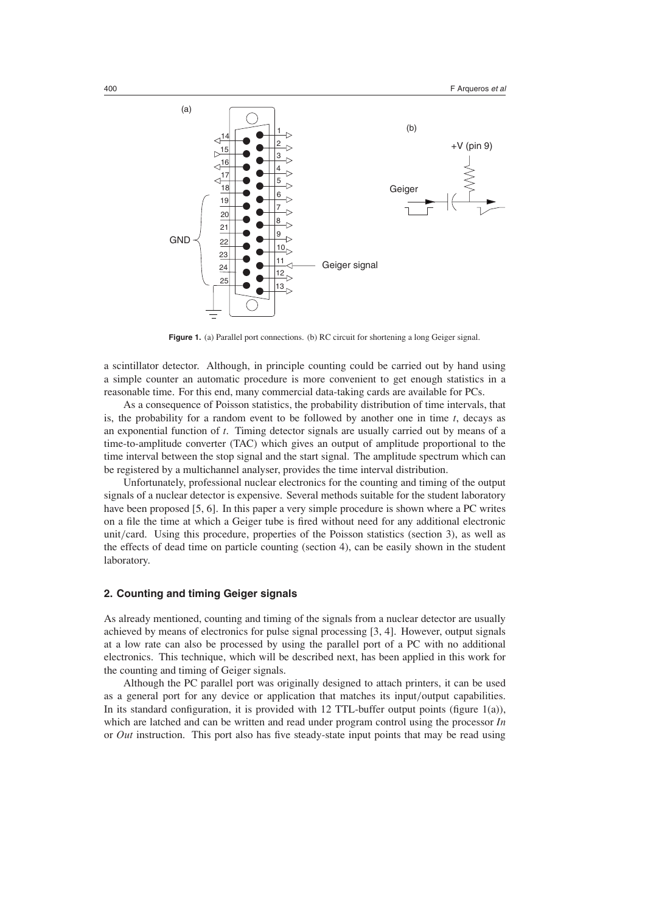**Figure 1.** (a) Parallel port connections. (b) RC circuit for shortening a long Geiger signal.

a scintillator detector. Although, in principle counting could be carried out by hand using a simple counter an automatic procedure is more convenient to get enough statistics in a reasonable time. For this end, many commercial data-taking cards are available for PCs.

As a consequence of Poisson statistics, the probability distribution of time intervals, that is, the probability for a random event to be followed by another one in time $t$, decays as an exponential function of $t$. Timing detector signals are usually carried out by means of a time-to-amplitude converter (TAC) which gives an output of amplitude proportional to the time interval between the stop signal and the start signal. The amplitude spectrum which can be registered by a multichannel analyser, provides the time interval distribution.

Unfortunately, professional nuclear electronics for the counting and timing of the output signals of a nuclear detector is expensive. Several methods suitable for the student laboratory have been proposed [5, 6]. In this paper a very simple procedure is shown where a PC writes on a file the time at which a Geiger tube is fired without need for any additional electronic unit/card. Using this procedure, properties of the Poisson statistics (section 3), as well as the effects of dead time on particle counting (section 4), can be easily shown in the student laboratory.

## 2. Counting and timing Geiger signals

As already mentioned, counting and timing of the signals from a nuclear detector are usually achieved by means of electronics for pulse signal processing [3, 4]. However, output signals at a low rate can also be processed by using the parallel port of a PC with no additional electronics. This technique, which will be described next, has been applied in this work for the counting and timing of Geiger signals.

Although the PC parallel port was originally designed to attach printers, it can be used as a general port for any device or application that matches its input/output capabilities. In its standard configuration, it is provided with 12 TTL-buffer output points (figure 1(a)), which are latched and can be written and read under program control using the processor *In* or *Out* instruction. This port also has five steady-state input points that may be read using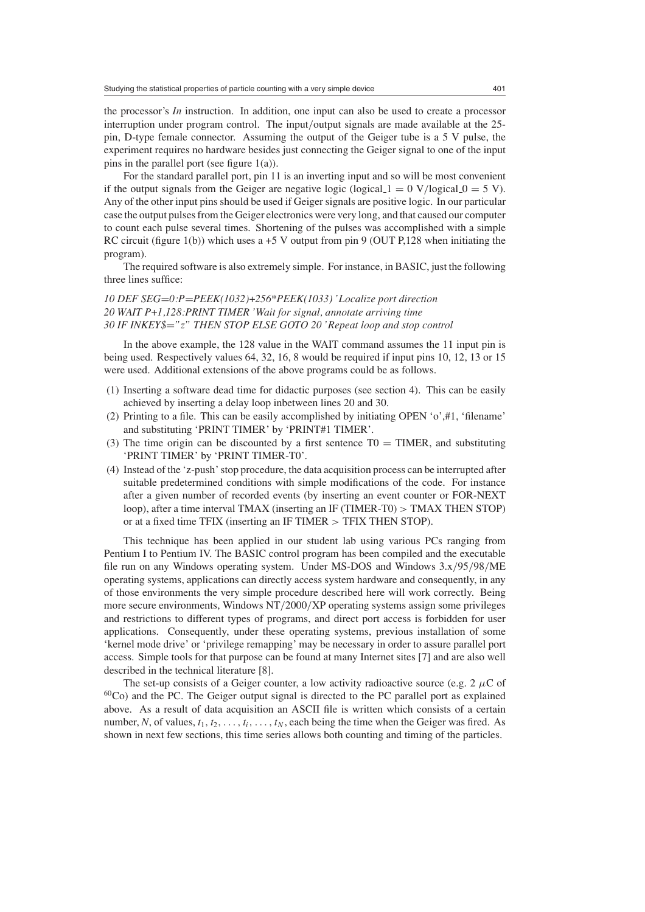the processor's *In* instruction. In addition, one input can also be used to create a processor interruption under program control. The input/output signals are made available at the 25-pin, D-type female connector. Assuming the output of the Geiger tube is a 5 V pulse, the experiment requires no hardware besides just connecting the Geiger signal to one of the input pins in the parallel port (see figure 1(a)).

For the standard parallel port, pin 11 is an inverting input and so will be most convenient if the output signals from the Geiger are negative logic (logical_1 = 0 V/logical_0 = 5 V). Any of the other input pins should be used if Geiger signals are positive logic. In our particular case the output pulses from the Geiger electronics were very long, and that caused our computer to count each pulse several times. Shortening of the pulses was accomplished with a simple RC circuit (figure 1(b)) which uses a +5 V output from pin 9 (OUT P,128 when initiating the program).

The required software is also extremely simple. For instance, in BASIC, just the following three lines suffice:

```
10 DEF SEG=0:P=PEEK(1032)+256*PEEK(1033) 'Localize port direction
20 WAIT P+1,128:PRINT TIMER 'Wait for signal, annotate arriving time
30 IF INKEY$="z" THEN STOP ELSE GOTO 20 'Repeat loop and stop control
```

In the above example, the 128 value in the WAIT command assumes the 11 input pin is being used. Respectively values 64, 32, 16, 8 would be required if input pins 10, 12, 13 or 15 were used. Additional extensions of the above programs could be as follows.

(1) Inserting a software dead time for didactic purposes (see section 4). This can be easily achieved by inserting a delay loop inbetween lines 20 and 30.
(2) Printing to a file. This can be easily accomplished by initiating OPEN 'o',#1, 'filename' and substituting 'PRINT TIMER' by 'PRINT#1 TIMER'.
(3) The time origin can be discounted by a first sentence T0 = TIMER, and substituting 'PRINT TIMER' by 'PRINT TIMER-T0'.
(4) Instead of the 'z-push' stop procedure, the data acquisition process can be interrupted after suitable predetermined conditions with simple modifications of the code. For instance after a given number of recorded events (by inserting an event counter or FOR-NEXT loop), after a time interval TMAX (inserting an IF (TIMER-T0) > TMAX THEN STOP) or at a fixed time TFIX (inserting an IF TIMER > TFIX THEN STOP).

This technique has been applied in our student lab using various PCs ranging from Pentium I to Pentium IV. The BASIC control program has been compiled and the executable file run on any Windows operating system. Under MS-DOS and Windows 3.x/95/98/ME operating systems, applications can directly access system hardware and consequently, in any of those environments the very simple procedure described here will work correctly. Being more secure environments, Windows NT/2000/XP operating systems assign some privileges and restrictions to different types of programs, and direct port access is forbidden for user applications. Consequently, under these operating systems, previous installation of some 'kernel mode drive' or 'privilege remapping' may be necessary in order to assure parallel port access. Simple tools for that purpose can be found at many Internet sites [7] and are also well described in the technical literature [8].

The set-up consists of a Geiger counter, a low activity radioactive source (e.g. 2 $\mu$C of $^{60}$Co) and the PC. The Geiger output signal is directed to the PC parallel port as explained above. As a result of data acquisition an ASCII file is written which consists of a certain number, $N$, of values, $t_1, t_2, \ldots, t_i, \ldots, t_N$, each being the time when the Geiger was fired. As shown in next few sections, this time series allows both counting and timing of the particles.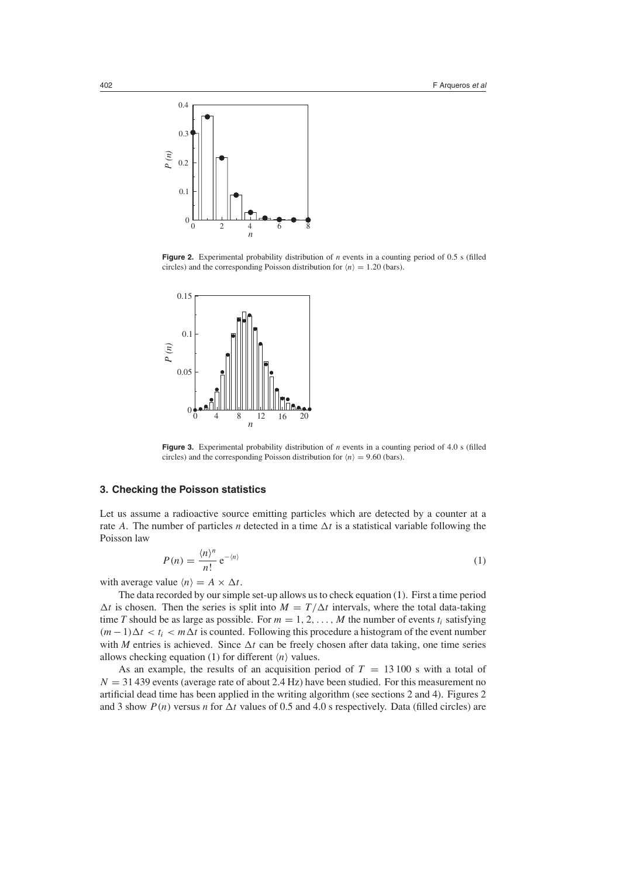**Figure 2.** Experimental probability distribution of $n$ events in a counting period of 0.5 s (filled circles) and the corresponding Poisson distribution for $\langle n \rangle = 1.20$ (bars).

**Figure 3.** Experimental probability distribution of $n$ events in a counting period of 4.0 s (filled circles) and the corresponding Poisson distribution for $\langle n \rangle = 9.60$ (bars).

## 3. Checking the Poisson statistics

Let us assume a radioactive source emitting particles which are detected by a counter at a rate $A$. The number of particles $n$ detected in a time $\Delta t$ is a statistical variable following the Poisson law

$$P(n) = \frac{\langle n \rangle^n}{n!} \, e^{-\langle n \rangle} \tag{1}$$

with average value $\langle n \rangle = A \times \Delta t$.

The data recorded by our simple set-up allows us to check equation (1). First a time period $\Delta t$ is chosen. Then the series is split into $M = T/\Delta t$ intervals, where the total data-taking time $T$ should be as large as possible. For $m = 1, 2, \ldots, M$ the number of events $t_i$ satisfying $(m-1)\Delta t < t_i < m\Delta t$ is counted. Following this procedure a histogram of the event number with $M$ entries is achieved. Since $\Delta t$ can be freely chosen after data taking, one time series allows checking equation (1) for different $\langle n \rangle$ values.

As an example, the results of an acquisition period of $T = 13\,100$ s with a total of $N = 31\,439$ events (average rate of about 2.4 Hz) have been studied. For this measurement no artificial dead time has been applied in the writing algorithm (see sections 2 and 4). Figures 2 and 3 show $P(n)$ versus $n$ for $\Delta t$ values of 0.5 and 4.0 s respectively. Data (filled circles) are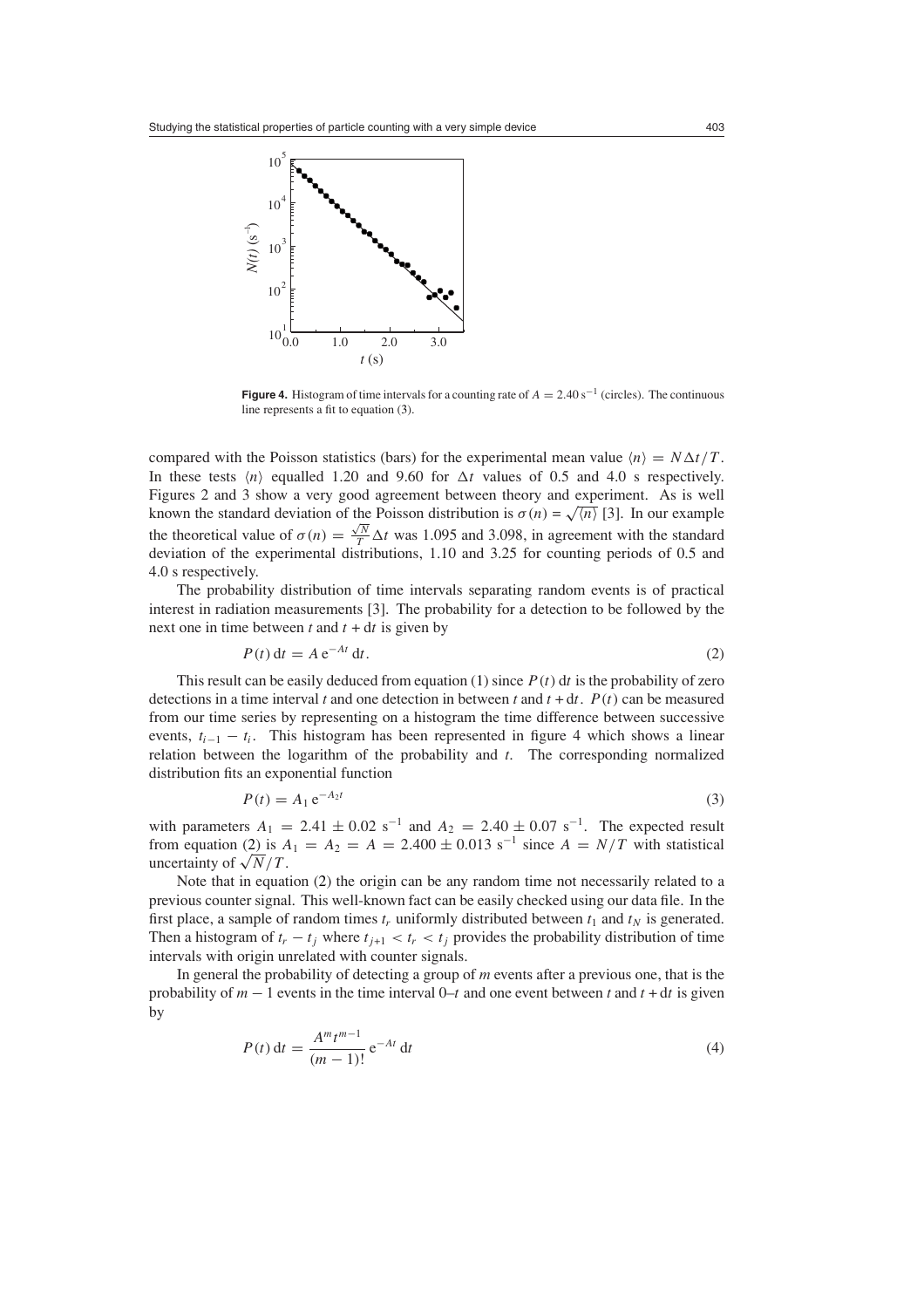**Figure 4.** Histogram of time intervals for a counting rate of $A = 2.40\ \mathrm{s}^{-1}$ (circles). The continuous line represents a fit to equation (3).

compared with the Poisson statistics (bars) for the experimental mean value $\langle n \rangle = N\Delta t/T$. In these tests $\langle n \rangle$ equalled 1.20 and 9.60 for $\Delta t$ values of 0.5 and 4.0 s respectively. Figures 2 and 3 show a very good agreement between theory and experiment. As is well known the standard deviation of the Poisson distribution is $\sigma(n) = \sqrt{\langle n \rangle}$ [3]. In our example the theoretical value of $\sigma(n) = \frac{\sqrt{N}}{T}\Delta t$ was 1.095 and 3.098, in agreement with the standard deviation of the experimental distributions, 1.10 and 3.25 for counting periods of 0.5 and 4.0 s respectively.

The probability distribution of time intervals separating random events is of practical interest in radiation measurements [3]. The probability for a detection to be followed by the next one in time between $t$ and $t + \mathrm{d}t$ is given by

$$P(t)\,\mathrm{d}t = A\,\mathrm{e}^{-At}\,\mathrm{d}t. \tag{2}$$

This result can be easily deduced from equation (1) since $P(t)\,\mathrm{d}t$ is the probability of zero detections in a time interval $t$ and one detection in between $t$ and $t + \mathrm{d}t$. $P(t)$ can be measured from our time series by representing on a histogram the time difference between successive events, $t_{i-1} - t_i$. This histogram has been represented in figure 4 which shows a linear relation between the logarithm of the probability and $t$. The corresponding normalized distribution fits an exponential function

$$P(t) = A_1\,\mathrm{e}^{-A_2 t} \tag{3}$$

with parameters $A_1 = 2.41 \pm 0.02\ \mathrm{s}^{-1}$ and $A_2 = 2.40 \pm 0.07\ \mathrm{s}^{-1}$. The expected result from equation (2) is $A_1 = A_2 = A = 2.400 \pm 0.013\ \mathrm{s}^{-1}$ since $A = N/T$ with statistical uncertainty of $\sqrt{N}/T$.

Note that in equation (2) the origin can be any random time not necessarily related to a previous counter signal. This well-known fact can be easily checked using our data file. In the first place, a sample of random times $t_r$ uniformly distributed between $t_1$ and $t_N$ is generated. Then a histogram of $t_r - t_j$ where $t_{j+1} < t_r < t_j$ provides the probability distribution of time intervals with origin unrelated with counter signals.

In general the probability of detecting a group of $m$ events after a previous one, that is the probability of $m - 1$ events in the time interval 0–$t$ and one event between $t$ and $t + \mathrm{d}t$ is given by

$$P(t)\,\mathrm{d}t = \frac{A^m t^{m-1}}{(m-1)!}\,\mathrm{e}^{-At}\,\mathrm{d}t \tag{4}$$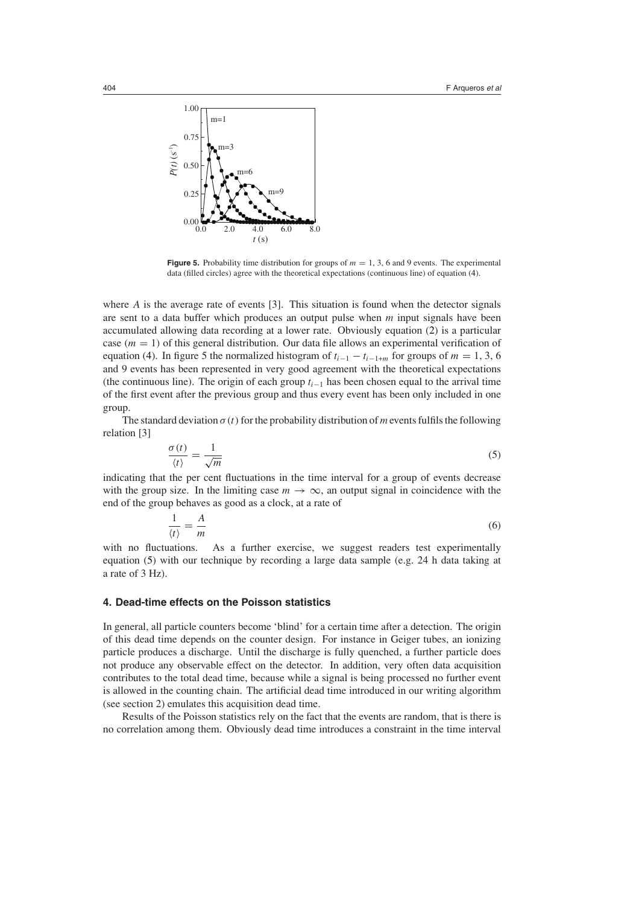**Figure 5.** Probability time distribution for groups of $m = 1$, 3, 6 and 9 events. The experimental data (filled circles) agree with the theoretical expectations (continuous line) of equation (4).

where $A$ is the average rate of events [3]. This situation is found when the detector signals are sent to a data buffer which produces an output pulse when $m$ input signals have been accumulated allowing data recording at a lower rate. Obviously equation (2) is a particular case ($m = 1$) of this general distribution. Our data file allows an experimental verification of equation (4). In figure 5 the normalized histogram of $t_{i-1} - t_{i-1+m}$ for groups of $m = 1$, 3, 6 and 9 events has been represented in very good agreement with the theoretical expectations (the continuous line). The origin of each group $t_{i-1}$ has been chosen equal to the arrival time of the first event after the previous group and thus every event has been only included in one group.

The standard deviation $\sigma(t)$ for the probability distribution of $m$ events fulfils the following relation [3]

$$\frac{\sigma(t)}{\langle t\rangle} = \frac{1}{\sqrt{m}} \tag{5}$$

indicating that the per cent fluctuations in the time interval for a group of events decrease with the group size. In the limiting case $m \to \infty$, an output signal in coincidence with the end of the group behaves as good as a clock, at a rate of

$$\frac{1}{\langle t\rangle} = \frac{A}{m} \tag{6}$$

with no fluctuations. As a further exercise, we suggest readers test experimentally equation (5) with our technique by recording a large data sample (e.g. 24 h data taking at a rate of 3 Hz).

## 4. Dead-time effects on the Poisson statistics

In general, all particle counters become 'blind' for a certain time after a detection. The origin of this dead time depends on the counter design. For instance in Geiger tubes, an ionizing particle produces a discharge. Until the discharge is fully quenched, a further particle does not produce any observable effect on the detector. In addition, very often data acquisition contributes to the total dead time, because while a signal is being processed no further event is allowed in the counting chain. The artificial dead time introduced in our writing algorithm (see section 2) emulates this acquisition dead time.

Results of the Poisson statistics rely on the fact that the events are random, that is there is no correlation among them. Obviously dead time introduces a constraint in the time interval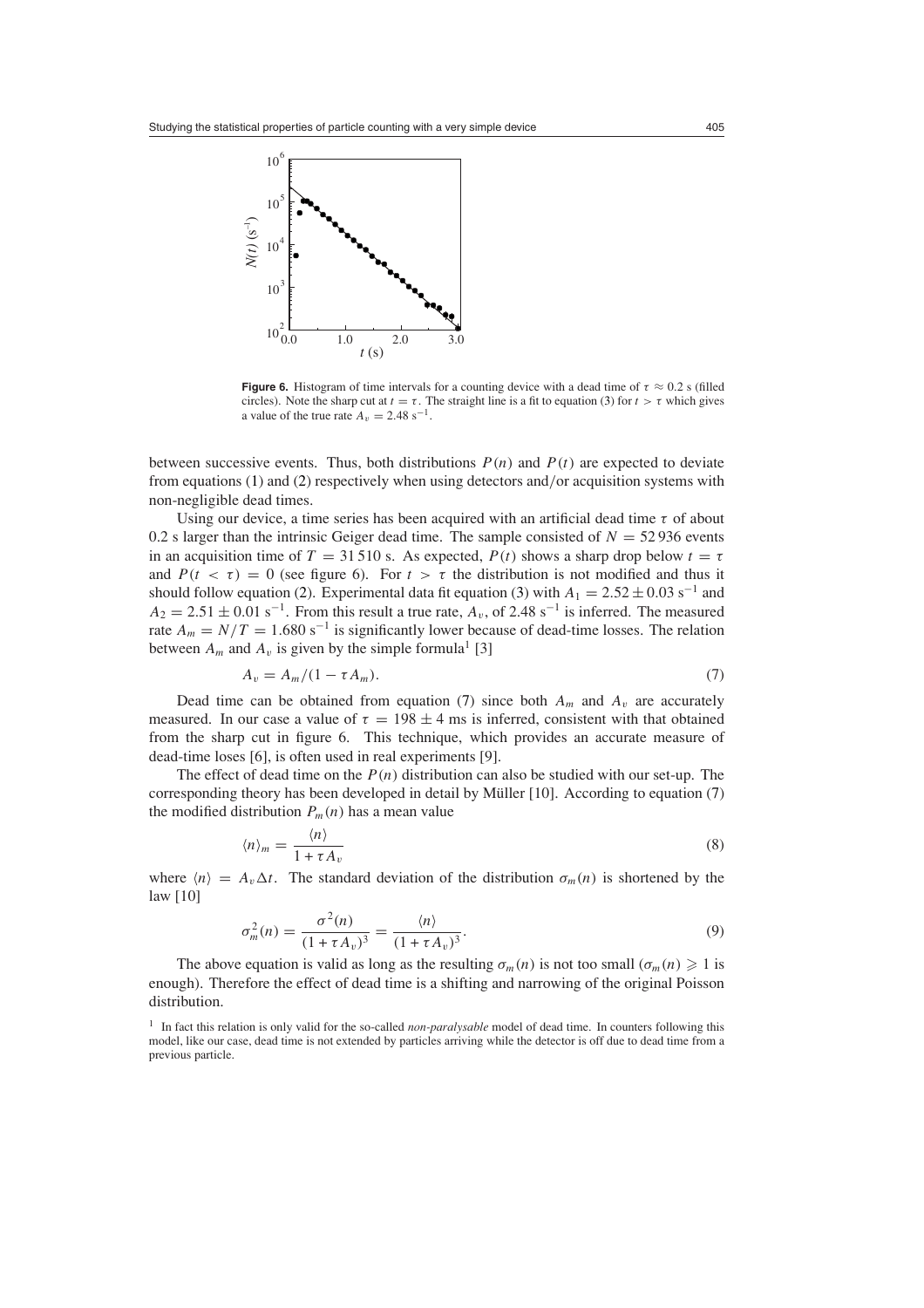**Figure 6.** Histogram of time intervals for a counting device with a dead time of $\tau \approx 0.2$ s (filled circles). Note the sharp cut at $t = \tau$. The straight line is a fit to equation (3) for $t > \tau$ which gives a value of the true rate $A_v = 2.48$ s$^{-1}$.

between successive events. Thus, both distributions $P(n)$ and $P(t)$ are expected to deviate from equations (1) and (2) respectively when using detectors and/or acquisition systems with non-negligible dead times.

Using our device, a time series has been acquired with an artificial dead time $\tau$ of about 0.2 s larger than the intrinsic Geiger dead time. The sample consisted of $N = 52\,936$ events in an acquisition time of $T = 31\,510$ s. As expected, $P(t)$ shows a sharp drop below $t = \tau$ and $P(t < \tau) = 0$ (see figure 6). For $t > \tau$ the distribution is not modified and thus it should follow equation (2). Experimental data fit equation (3) with $A_1 = 2.52 \pm 0.03$ s$^{-1}$ and $A_2 = 2.51 \pm 0.01$ s$^{-1}$. From this result a true rate, $A_v$, of 2.48 s$^{-1}$ is inferred. The measured rate $A_m = N/T = 1.680$ s$^{-1}$ is significantly lower because of dead-time losses. The relation between $A_m$ and $A_v$ is given by the simple formula[1] [3]

$$A_v = A_m/(1 - \tau A_m). \tag{7}$$

Dead time can be obtained from equation (7) since both $A_m$ and $A_v$ are accurately measured. In our case a value of $\tau = 198 \pm 4$ ms is inferred, consistent with that obtained from the sharp cut in figure 6. This technique, which provides an accurate measure of dead-time loses [6], is often used in real experiments [9].

The effect of dead time on the $P(n)$ distribution can also be studied with our set-up. The corresponding theory has been developed in detail by Müller [10]. According to equation (7) the modified distribution $P_m(n)$ has a mean value

$$\langle n \rangle_m = \frac{\langle n \rangle}{1 + \tau A_v} \tag{8}$$

where $\langle n \rangle = A_v \Delta t$. The standard deviation of the distribution $\sigma_m(n)$ is shortened by the law [10]

$$\sigma_m^2(n) = \frac{\sigma^2(n)}{(1 + \tau A_v)^3} = \frac{\langle n \rangle}{(1 + \tau A_v)^3}. \tag{9}$$

The above equation is valid as long as the resulting $\sigma_m(n)$ is not too small ($\sigma_m(n) \geqslant 1$ is enough). Therefore the effect of dead time is a shifting and narrowing of the original Poisson distribution.

[1] In fact this relation is only valid for the so-called *non-paralysable* model of dead time. In counters following this model, like our case, dead time is not extended by particles arriving while the detector is off due to dead time from a previous particle.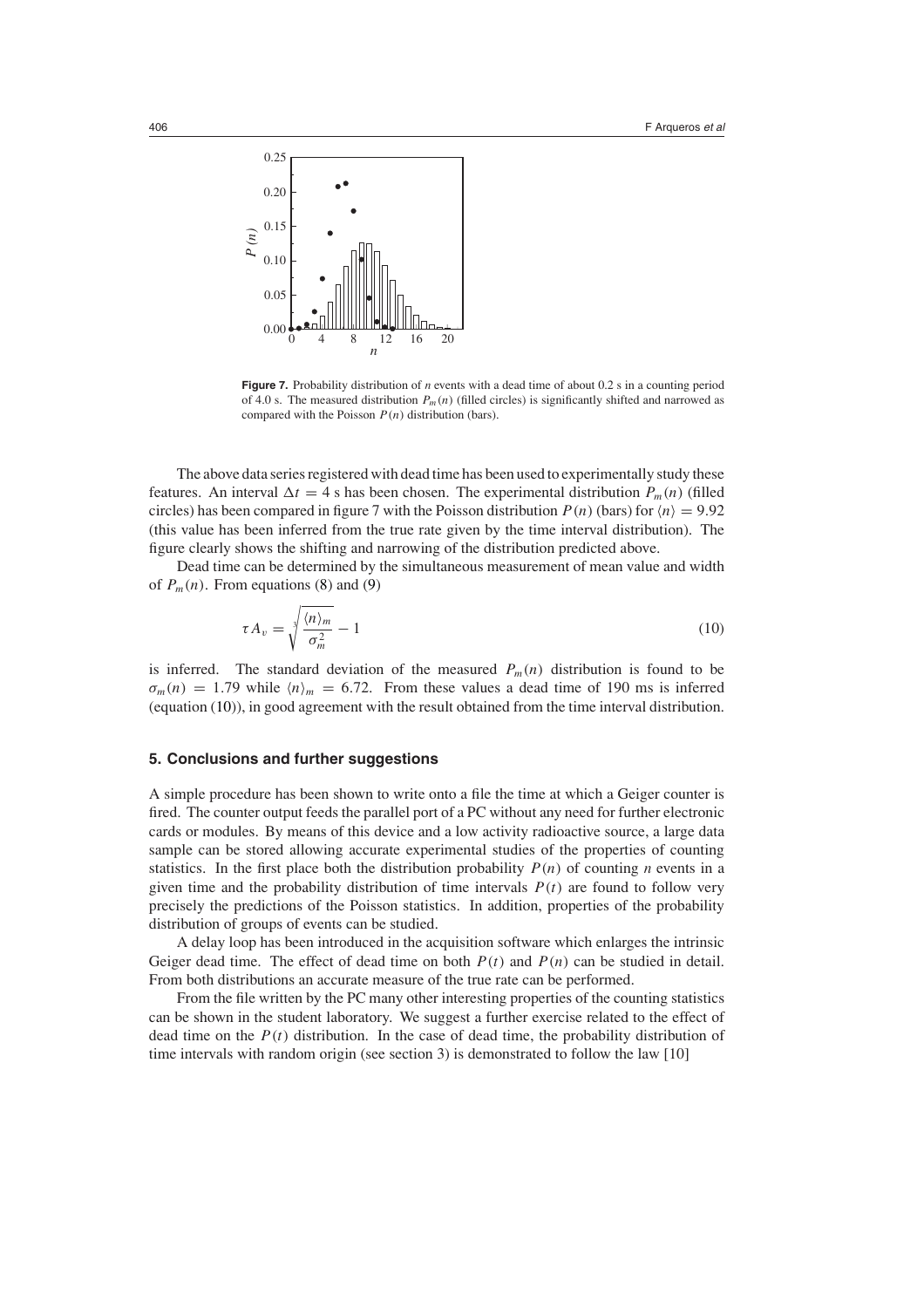**Figure 7.** Probability distribution of $n$ events with a dead time of about 0.2 s in a counting period of 4.0 s. The measured distribution $P_m(n)$ (filled circles) is significantly shifted and narrowed as compared with the Poisson $P(n)$ distribution (bars).

The above data series registered with dead time has been used to experimentally study these features. An interval $\Delta t = 4$ s has been chosen. The experimental distribution $P_m(n)$ (filled circles) has been compared in figure 7 with the Poisson distribution $P(n)$ (bars) for $\langle n \rangle = 9.92$ (this value has been inferred from the true rate given by the time interval distribution). The figure clearly shows the shifting and narrowing of the distribution predicted above.

Dead time can be determined by the simultaneous measurement of mean value and width of $P_m(n)$. From equations (8) and (9)

$$\tau A_v = \sqrt[3]{\frac{\langle n \rangle_m}{\sigma_m^2}} - 1 \tag{10}$$

is inferred. The standard deviation of the measured $P_m(n)$ distribution is found to be $\sigma_m(n) = 1.79$ while $\langle n \rangle_m = 6.72$. From these values a dead time of 190 ms is inferred (equation (10)), in good agreement with the result obtained from the time interval distribution.

## 5. Conclusions and further suggestions

A simple procedure has been shown to write onto a file the time at which a Geiger counter is fired. The counter output feeds the parallel port of a PC without any need for further electronic cards or modules. By means of this device and a low activity radioactive source, a large data sample can be stored allowing accurate experimental studies of the properties of counting statistics. In the first place both the distribution probability $P(n)$ of counting $n$ events in a given time and the probability distribution of time intervals $P(t)$ are found to follow very precisely the predictions of the Poisson statistics. In addition, properties of the probability distribution of groups of events can be studied.

A delay loop has been introduced in the acquisition software which enlarges the intrinsic Geiger dead time. The effect of dead time on both $P(t)$ and $P(n)$ can be studied in detail. From both distributions an accurate measure of the true rate can be performed.

From the file written by the PC many other interesting properties of the counting statistics can be shown in the student laboratory. We suggest a further exercise related to the effect of dead time on the $P(t)$ distribution. In the case of dead time, the probability distribution of time intervals with random origin (see section 3) is demonstrated to follow the law [10]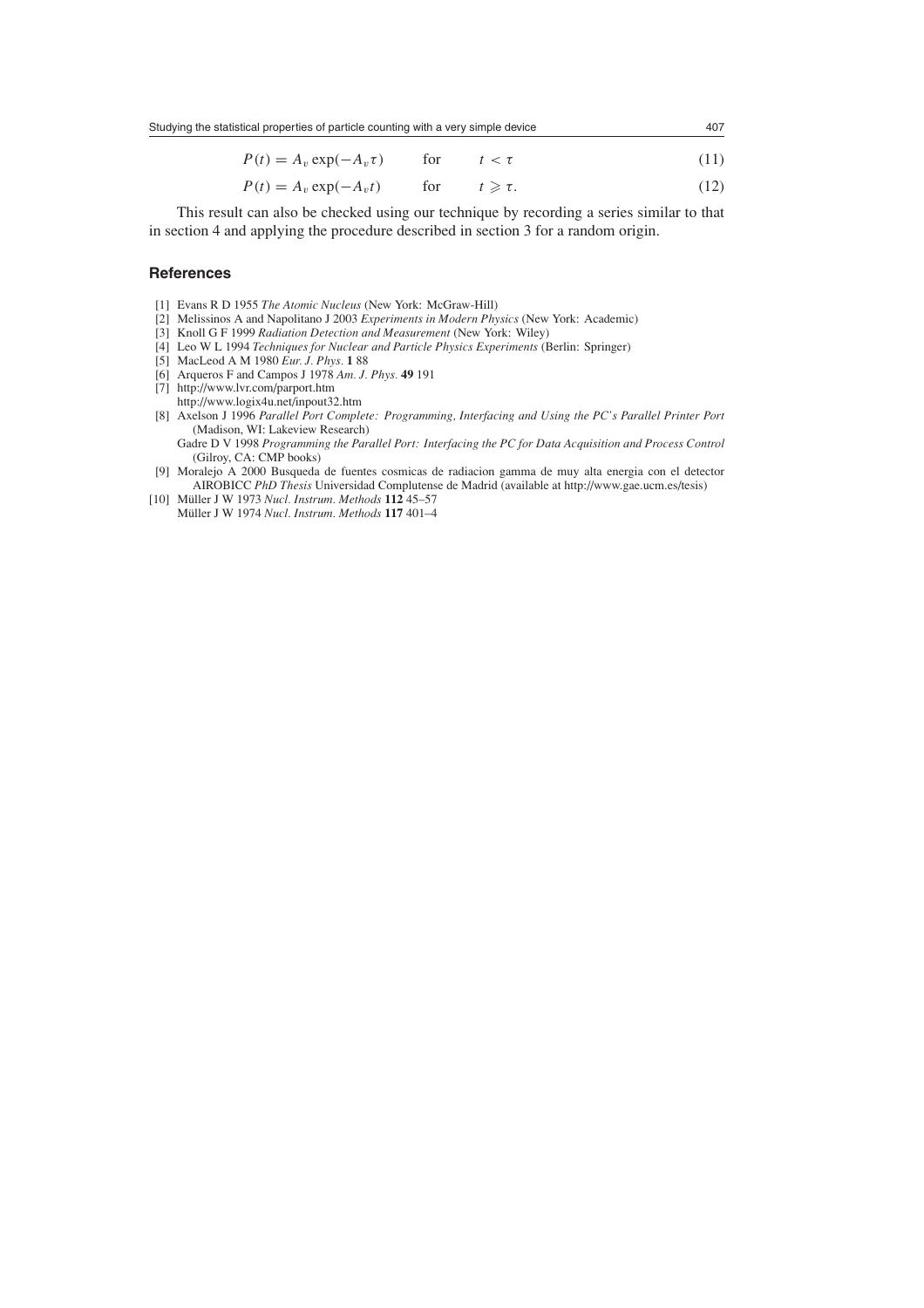$$P(t) = A_v \exp(-A_v \tau) \qquad \text{for} \qquad t < \tau \tag{11}$$

$$P(t) = A_v \exp(-A_v t) \qquad \text{for} \qquad t \geqslant \tau. \tag{12}$$

This result can also be checked using our technique by recording a series similar to that in section 4 and applying the procedure described in section 3 for a random origin.

## References

[1] Evans R D 1955 *The Atomic Nucleus* (New York: McGraw-Hill)

[2] Melissinos A and Napolitano J 2003 *Experiments in Modern Physics* (New York: Academic)

[3] Knoll G F 1999 *Radiation Detection and Measurement* (New York: Wiley)

[4] Leo W L 1994 *Techniques for Nuclear and Particle Physics Experiments* (Berlin: Springer)

[5] MacLeod A M 1980 *Eur. J. Phys.* **1** 88

[6] Arqueros F and Campos J 1978 *Am. J. Phys.* **49** 191

[7] http://www.lvr.com/parport.htm
http://www.logix4u.net/inpout32.htm

[8] Axelson J 1996 *Parallel Port Complete: Programming, Interfacing and Using the PC's Parallel Printer Port* (Madison, WI: Lakeview Research)
Gadre D V 1998 *Programming the Parallel Port: Interfacing the PC for Data Acquisition and Process Control* (Gilroy, CA: CMP books)

[9] Moralejo A 2000 Busqueda de fuentes cosmicas de radiacion gamma de muy alta energia con el detector AIROBICC *PhD Thesis* Universidad Complutense de Madrid (available at http://www.gae.ucm.es/tesis)

[10] Müller J W 1973 *Nucl. Instrum. Methods* **112** 45–57
Müller J W 1974 *Nucl. Instrum. Methods* **117** 401–4